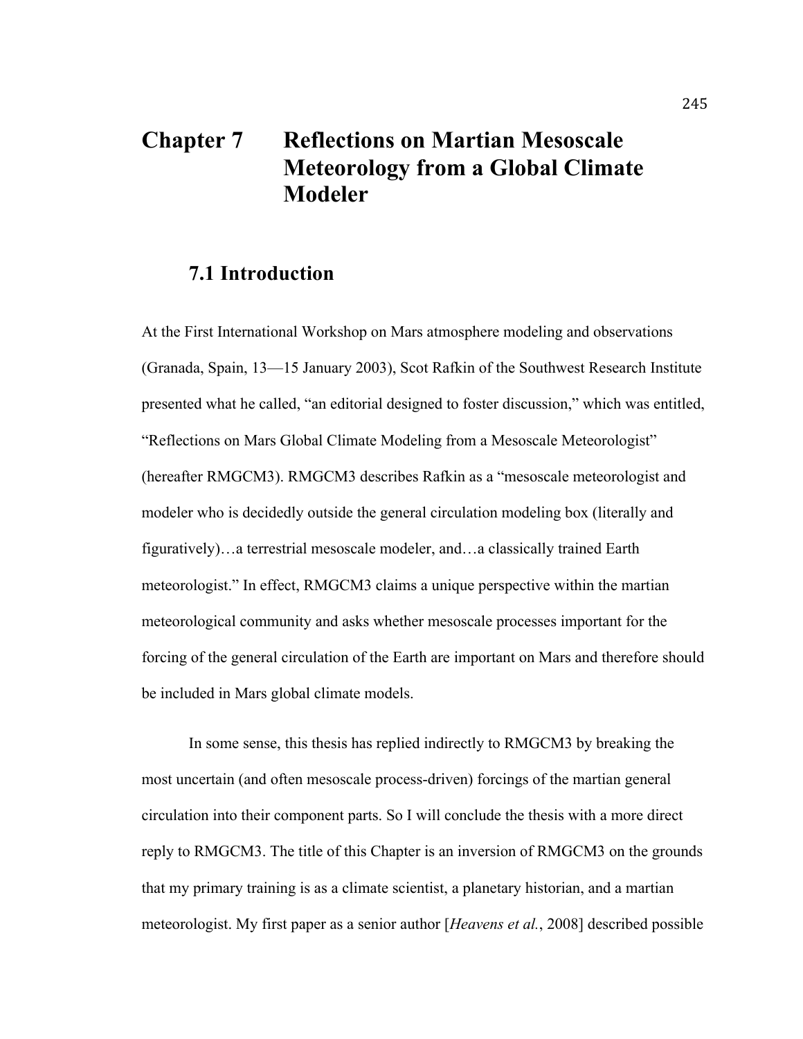# Chapter 7 Reflections on Martian Mesoscale Meteorology from a Global Climate Modeler

## 7.1 Introduction

At the First International Workshop on Mars atmosphere modeling and observations (Granada, Spain, 13—15 January 2003), Scot Rafkin of the Southwest Research Institute presented what he called, "an editorial designed to foster discussion," which was entitled, "Reflections on Mars Global Climate Modeling from a Mesoscale Meteorologist" (hereafter RMGCM3). RMGCM3 describes Rafkin as a "mesoscale meteorologist and modeler who is decidedly outside the general circulation modeling box (literally and figuratively)…a terrestrial mesoscale modeler, and…a classically trained Earth meteorologist." In effect, RMGCM3 claims a unique perspective within the martian meteorological community and asks whether mesoscale processes important for the forcing of the general circulation of the Earth are important on Mars and therefore should be included in Mars global climate models.

In some sense, this thesis has replied indirectly to RMGCM3 by breaking the most uncertain (and often mesoscale process-driven) forcings of the martian general circulation into their component parts. So I will conclude the thesis with a more direct reply to RMGCM3. The title of this Chapter is an inversion of RMGCM3 on the grounds that my primary training is as a climate scientist, a planetary historian, and a martian meteorologist. My first paper as a senior author [*Heavens et al.*, 2008] described possible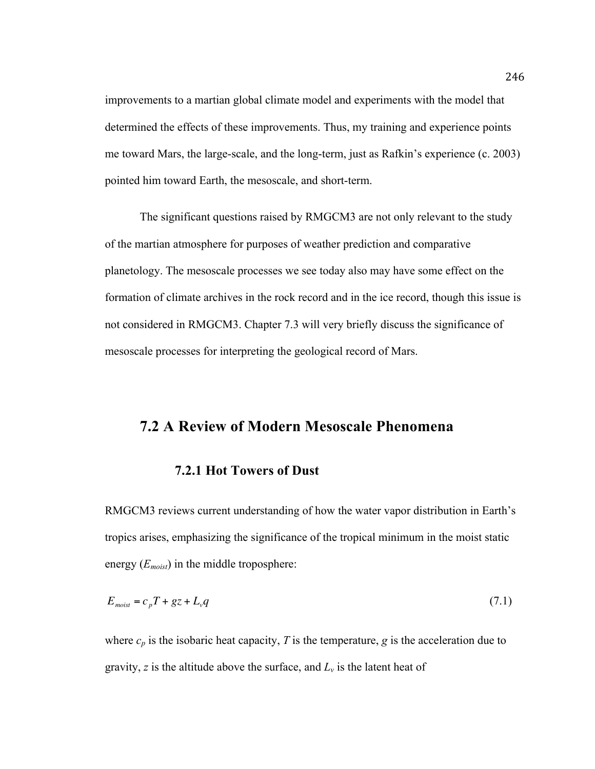improvements to a martian global climate model and experiments with the model that determined the effects of these improvements. Thus, my training and experience points me toward Mars, the large-scale, and the long-term, just as Rafkin's experience (c. 2003) pointed him toward Earth, the mesoscale, and short-term.

The significant questions raised by RMGCM3 are not only relevant to the study of the martian atmosphere for purposes of weather prediction and comparative planetology. The mesoscale processes we see today also may have some effect on the formation of climate archives in the rock record and in the ice record, though this issue is not considered in RMGCM3. Chapter 7.3 will very briefly discuss the significance of mesoscale processes for interpreting the geological record of Mars.

## 7.2 A Review of Modern Mesoscale Phenomena

### 7.2.1 Hot Towers of Dust

RMGCM3 reviews current understanding of how the water vapor distribution in Earth's tropics arises, emphasizing the significance of the tropical minimum in the moist static energy ($E_{moist}$) in the middle troposphere:

$$E_{moist} = c_p T + gz + L_v q \tag{7.1}$$

where $c_p$ is the isobaric heat capacity, $T$ is the temperature, $g$ is the acceleration due to gravity, $z$ is the altitude above the surface, and $L_v$ is the latent heat of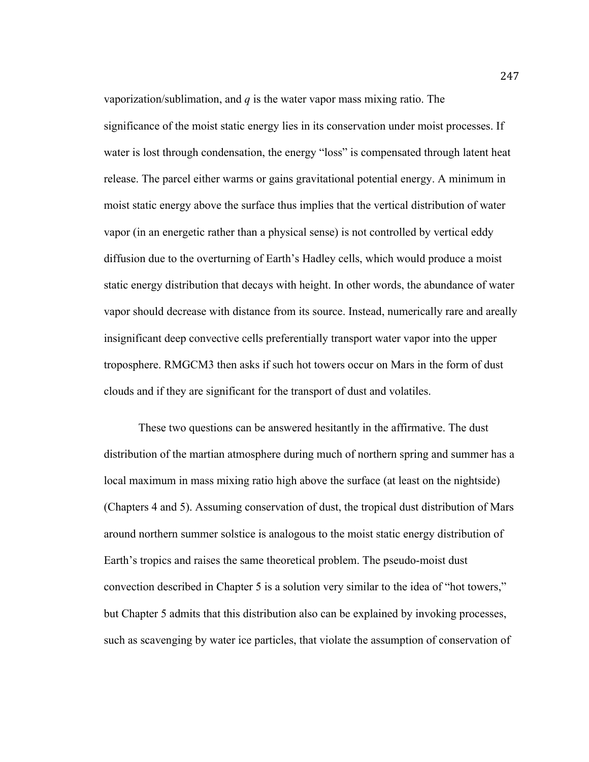vaporization/sublimation, and $q$ is the water vapor mass mixing ratio. The significance of the moist static energy lies in its conservation under moist processes. If water is lost through condensation, the energy "loss" is compensated through latent heat release. The parcel either warms or gains gravitational potential energy. A minimum in moist static energy above the surface thus implies that the vertical distribution of water vapor (in an energetic rather than a physical sense) is not controlled by vertical eddy diffusion due to the overturning of Earth's Hadley cells, which would produce a moist static energy distribution that decays with height. In other words, the abundance of water vapor should decrease with distance from its source. Instead, numerically rare and areally insignificant deep convective cells preferentially transport water vapor into the upper troposphere. RMGCM3 then asks if such hot towers occur on Mars in the form of dust clouds and if they are significant for the transport of dust and volatiles.

These two questions can be answered hesitantly in the affirmative. The dust distribution of the martian atmosphere during much of northern spring and summer has a local maximum in mass mixing ratio high above the surface (at least on the nightside) (Chapters 4 and 5). Assuming conservation of dust, the tropical dust distribution of Mars around northern summer solstice is analogous to the moist static energy distribution of Earth's tropics and raises the same theoretical problem. The pseudo-moist dust convection described in Chapter 5 is a solution very similar to the idea of "hot towers," but Chapter 5 admits that this distribution also can be explained by invoking processes, such as scavenging by water ice particles, that violate the assumption of conservation of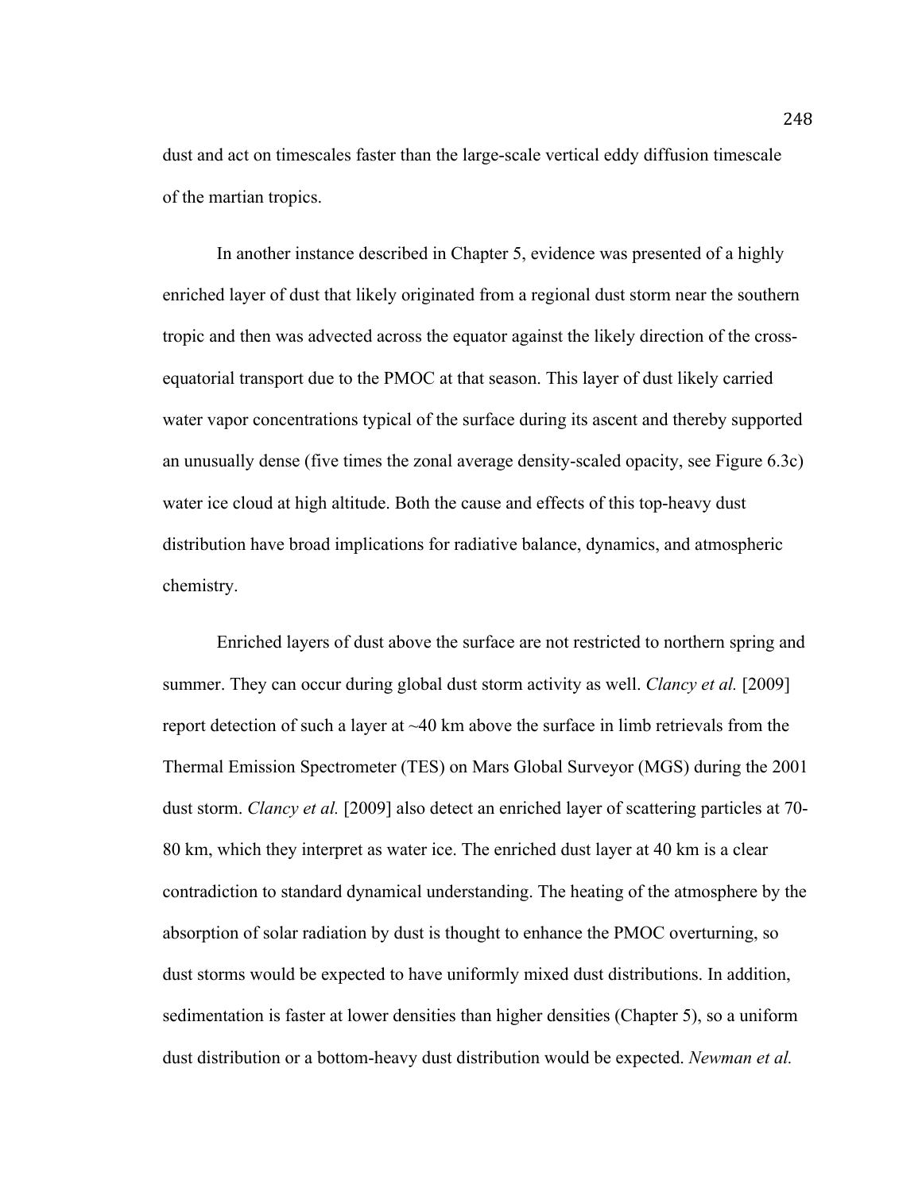dust and act on timescales faster than the large-scale vertical eddy diffusion timescale of the martian tropics.

In another instance described in Chapter 5, evidence was presented of a highly enriched layer of dust that likely originated from a regional dust storm near the southern tropic and then was advected across the equator against the likely direction of the cross-equatorial transport due to the PMOC at that season. This layer of dust likely carried water vapor concentrations typical of the surface during its ascent and thereby supported an unusually dense (five times the zonal average density-scaled opacity, see Figure 6.3c) water ice cloud at high altitude. Both the cause and effects of this top-heavy dust distribution have broad implications for radiative balance, dynamics, and atmospheric chemistry.

Enriched layers of dust above the surface are not restricted to northern spring and summer. They can occur during global dust storm activity as well. *Clancy et al.* [2009] report detection of such a layer at ~40 km above the surface in limb retrievals from the Thermal Emission Spectrometer (TES) on Mars Global Surveyor (MGS) during the 2001 dust storm. *Clancy et al.* [2009] also detect an enriched layer of scattering particles at 70-80 km, which they interpret as water ice. The enriched dust layer at 40 km is a clear contradiction to standard dynamical understanding. The heating of the atmosphere by the absorption of solar radiation by dust is thought to enhance the PMOC overturning, so dust storms would be expected to have uniformly mixed dust distributions. In addition, sedimentation is faster at lower densities than higher densities (Chapter 5), so a uniform dust distribution or a bottom-heavy dust distribution would be expected. *Newman et al.*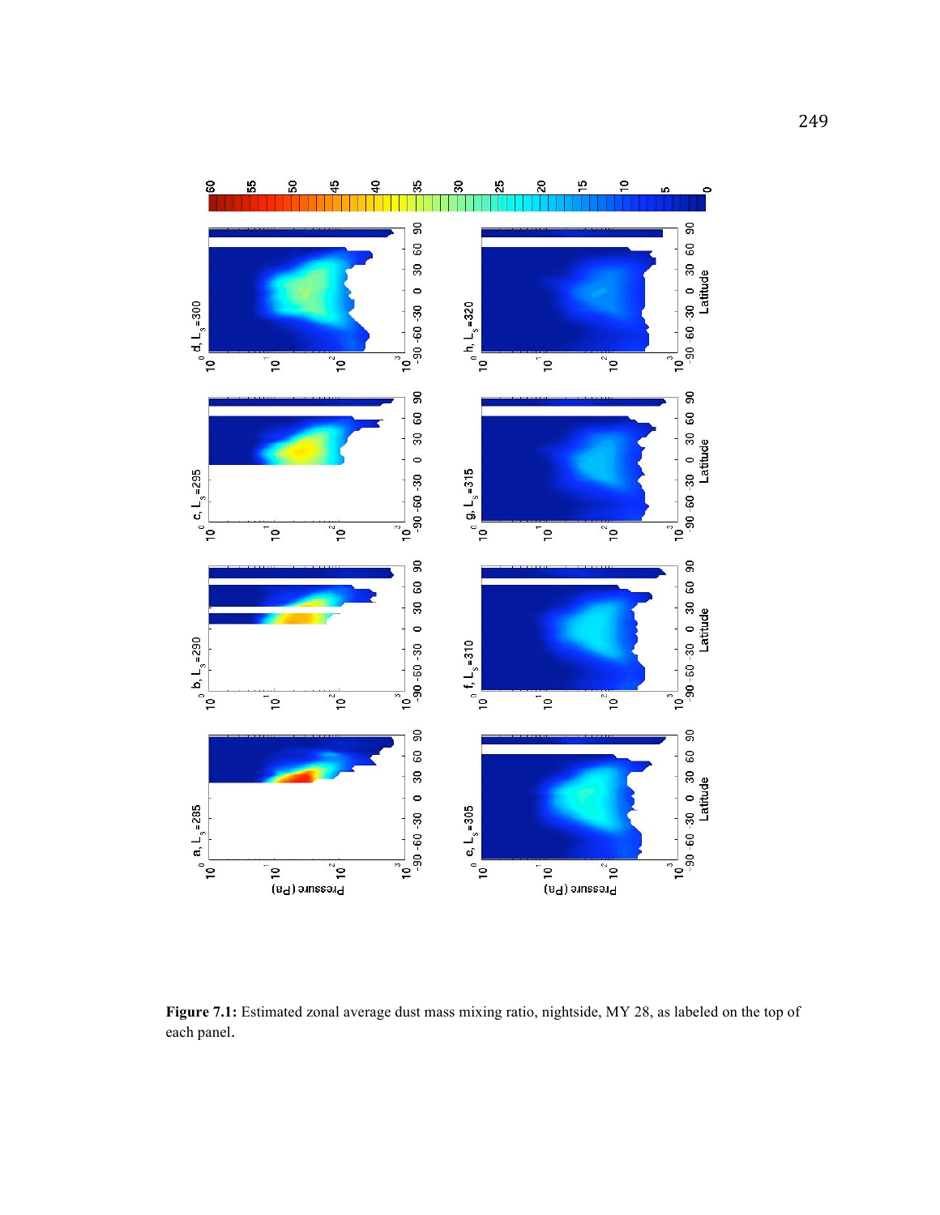**Figure 7.1:** Estimated zonal average dust mass mixing ratio, nightside, MY 28, as labeled on the top of each panel.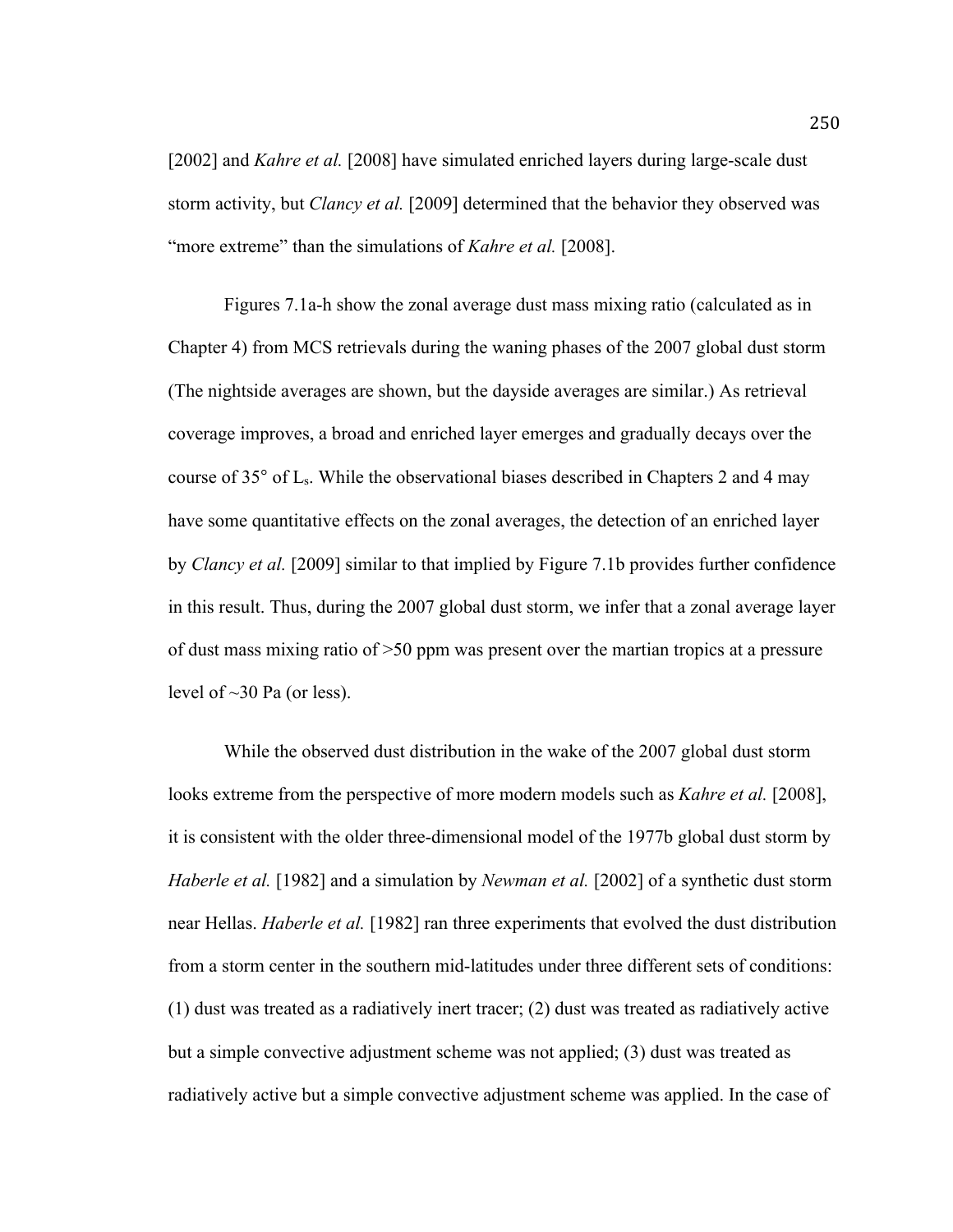[2002] and *Kahre et al.* [2008] have simulated enriched layers during large-scale dust storm activity, but *Clancy et al.* [2009] determined that the behavior they observed was "more extreme" than the simulations of *Kahre et al.* [2008].

Figures 7.1a-h show the zonal average dust mass mixing ratio (calculated as in Chapter 4) from MCS retrievals during the waning phases of the 2007 global dust storm (The nightside averages are shown, but the dayside averages are similar.) As retrieval coverage improves, a broad and enriched layer emerges and gradually decays over the course of 35° of $L_s$. While the observational biases described in Chapters 2 and 4 may have some quantitative effects on the zonal averages, the detection of an enriched layer by *Clancy et al.* [2009] similar to that implied by Figure 7.1b provides further confidence in this result. Thus, during the 2007 global dust storm, we infer that a zonal average layer of dust mass mixing ratio of >50 ppm was present over the martian tropics at a pressure level of ~30 Pa (or less).

While the observed dust distribution in the wake of the 2007 global dust storm looks extreme from the perspective of more modern models such as *Kahre et al.* [2008], it is consistent with the older three-dimensional model of the 1977b global dust storm by *Haberle et al.* [1982] and a simulation by *Newman et al.* [2002] of a synthetic dust storm near Hellas. *Haberle et al.* [1982] ran three experiments that evolved the dust distribution from a storm center in the southern mid-latitudes under three different sets of conditions: (1) dust was treated as a radiatively inert tracer; (2) dust was treated as radiatively active but a simple convective adjustment scheme was not applied; (3) dust was treated as radiatively active but a simple convective adjustment scheme was applied. In the case of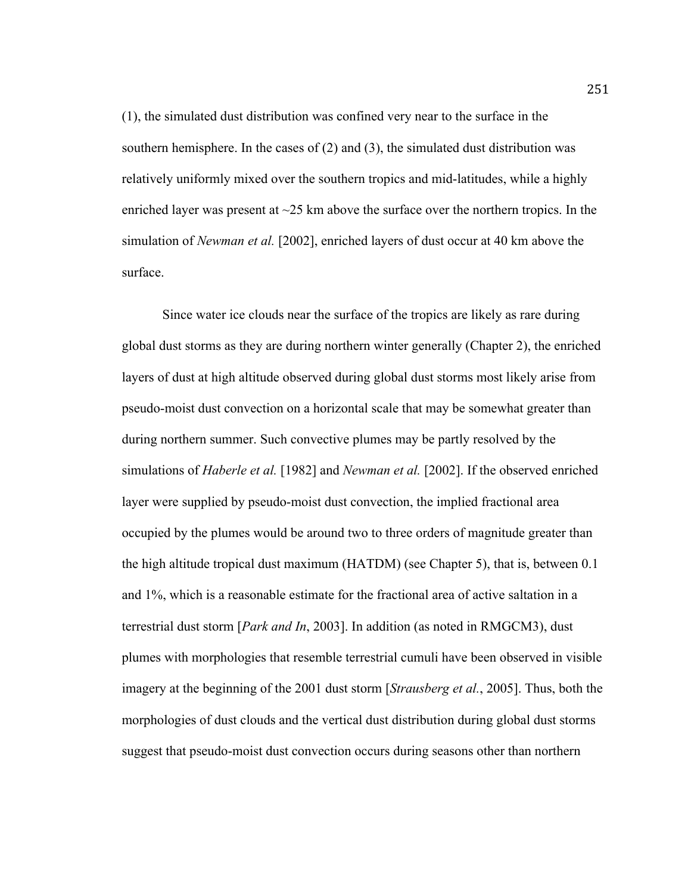(1), the simulated dust distribution was confined very near to the surface in the southern hemisphere. In the cases of (2) and (3), the simulated dust distribution was relatively uniformly mixed over the southern tropics and mid-latitudes, while a highly enriched layer was present at ~25 km above the surface over the northern tropics. In the simulation of *Newman et al.* [2002], enriched layers of dust occur at 40 km above the surface.

Since water ice clouds near the surface of the tropics are likely as rare during global dust storms as they are during northern winter generally (Chapter 2), the enriched layers of dust at high altitude observed during global dust storms most likely arise from pseudo-moist dust convection on a horizontal scale that may be somewhat greater than during northern summer. Such convective plumes may be partly resolved by the simulations of *Haberle et al.* [1982] and *Newman et al.* [2002]. If the observed enriched layer were supplied by pseudo-moist dust convection, the implied fractional area occupied by the plumes would be around two to three orders of magnitude greater than the high altitude tropical dust maximum (HATDM) (see Chapter 5), that is, between 0.1 and 1%, which is a reasonable estimate for the fractional area of active saltation in a terrestrial dust storm [*Park and In*, 2003]. In addition (as noted in RMGCM3), dust plumes with morphologies that resemble terrestrial cumuli have been observed in visible imagery at the beginning of the 2001 dust storm [*Strausberg et al.*, 2005]. Thus, both the morphologies of dust clouds and the vertical dust distribution during global dust storms suggest that pseudo-moist dust convection occurs during seasons other than northern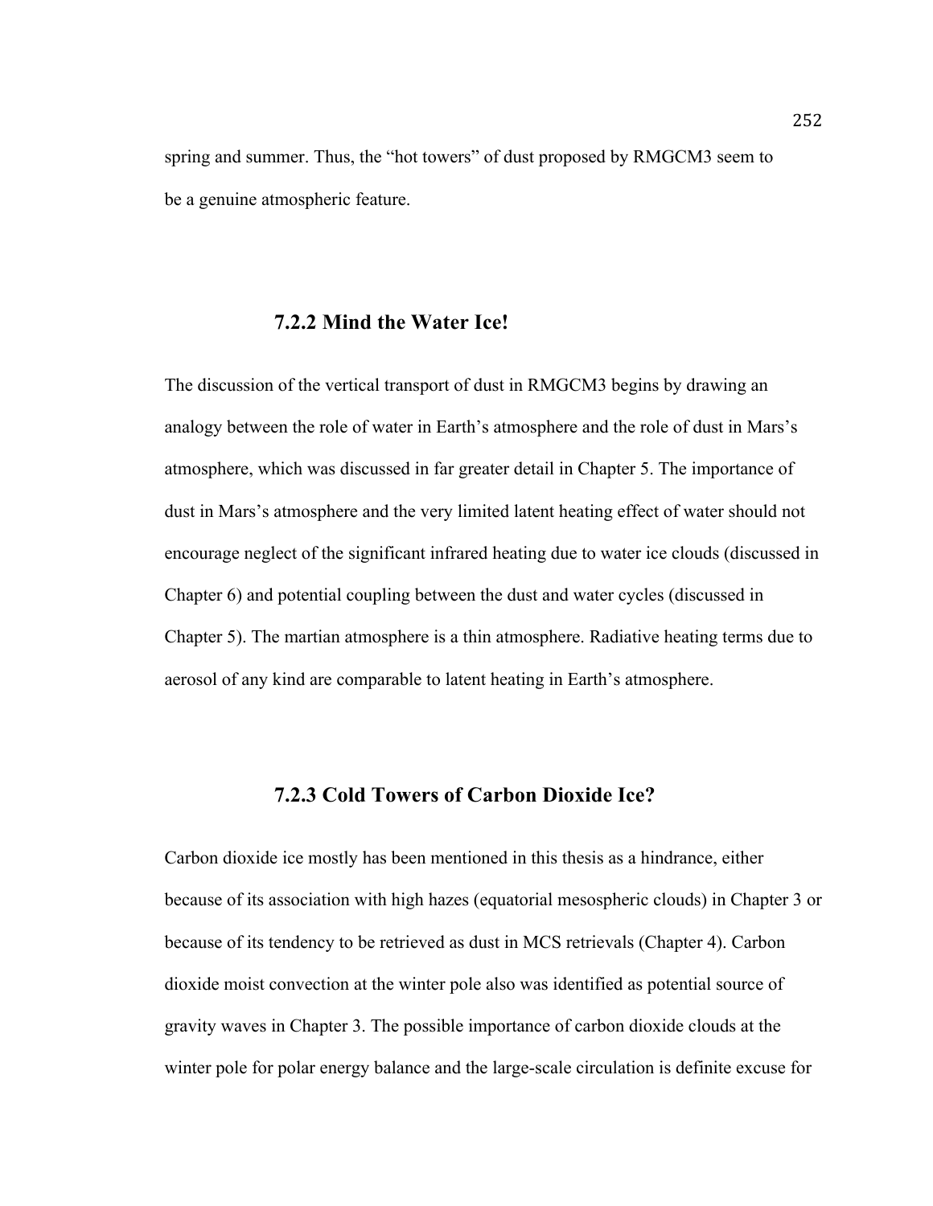spring and summer. Thus, the "hot towers" of dust proposed by RMGCM3 seem to be a genuine atmospheric feature.

### 7.2.2 Mind the Water Ice!

The discussion of the vertical transport of dust in RMGCM3 begins by drawing an analogy between the role of water in Earth's atmosphere and the role of dust in Mars's atmosphere, which was discussed in far greater detail in Chapter 5. The importance of dust in Mars's atmosphere and the very limited latent heating effect of water should not encourage neglect of the significant infrared heating due to water ice clouds (discussed in Chapter 6) and potential coupling between the dust and water cycles (discussed in Chapter 5). The martian atmosphere is a thin atmosphere. Radiative heating terms due to aerosol of any kind are comparable to latent heating in Earth's atmosphere.

### 7.2.3 Cold Towers of Carbon Dioxide Ice?

Carbon dioxide ice mostly has been mentioned in this thesis as a hindrance, either because of its association with high hazes (equatorial mesospheric clouds) in Chapter 3 or because of its tendency to be retrieved as dust in MCS retrievals (Chapter 4). Carbon dioxide moist convection at the winter pole also was identified as potential source of gravity waves in Chapter 3. The possible importance of carbon dioxide clouds at the winter pole for polar energy balance and the large-scale circulation is definite excuse for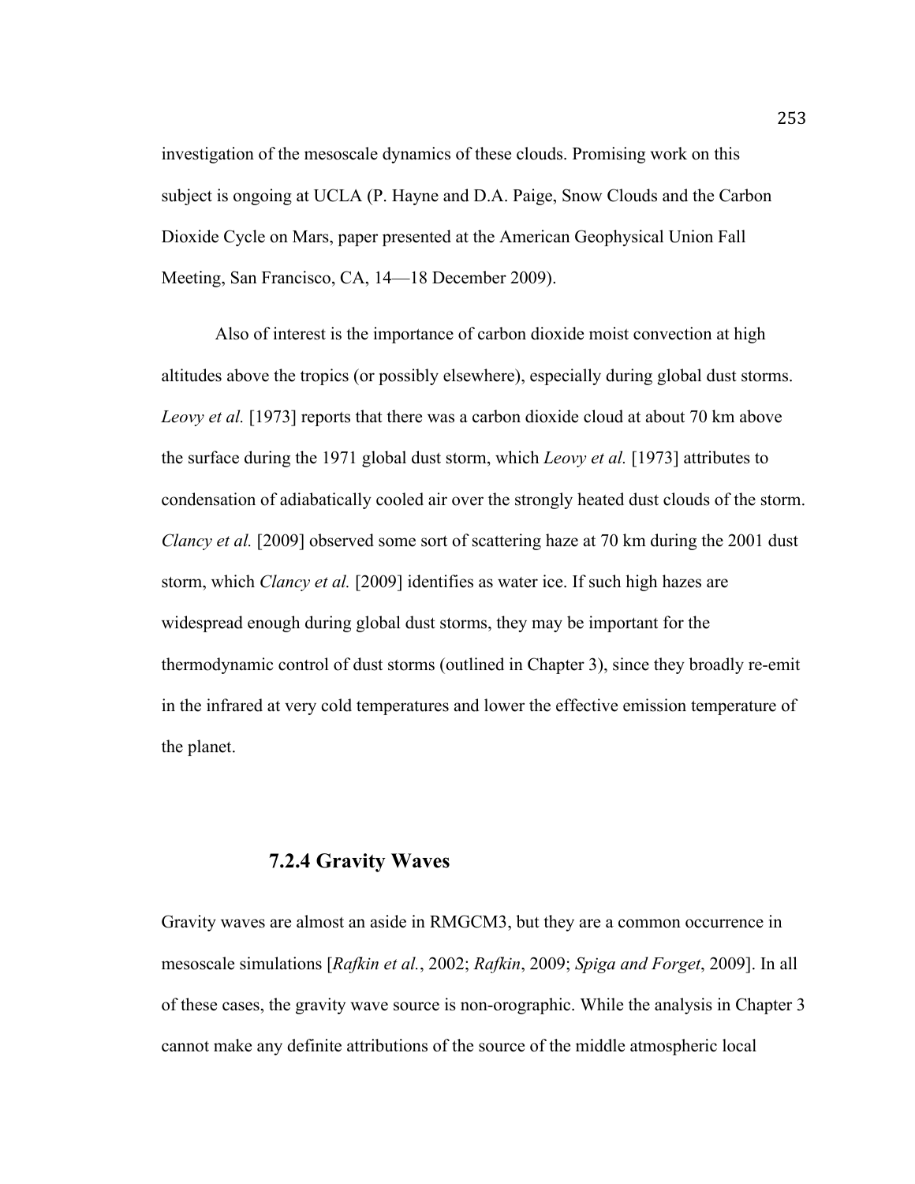investigation of the mesoscale dynamics of these clouds. Promising work on this subject is ongoing at UCLA (P. Hayne and D.A. Paige, Snow Clouds and the Carbon Dioxide Cycle on Mars, paper presented at the American Geophysical Union Fall Meeting, San Francisco, CA, 14—18 December 2009).

Also of interest is the importance of carbon dioxide moist convection at high altitudes above the tropics (or possibly elsewhere), especially during global dust storms. *Leovy et al.* [1973] reports that there was a carbon dioxide cloud at about 70 km above the surface during the 1971 global dust storm, which *Leovy et al.* [1973] attributes to condensation of adiabatically cooled air over the strongly heated dust clouds of the storm. *Clancy et al.* [2009] observed some sort of scattering haze at 70 km during the 2001 dust storm, which *Clancy et al.* [2009] identifies as water ice. If such high hazes are widespread enough during global dust storms, they may be important for the thermodynamic control of dust storms (outlined in Chapter 3), since they broadly re-emit in the infrared at very cold temperatures and lower the effective emission temperature of the planet.

### 7.2.4 Gravity Waves

Gravity waves are almost an aside in RMGCM3, but they are a common occurrence in mesoscale simulations [*Rafkin et al.*, 2002; *Rafkin*, 2009; *Spiga and Forget*, 2009]. In all of these cases, the gravity wave source is non-orographic. While the analysis in Chapter 3 cannot make any definite attributions of the source of the middle atmospheric local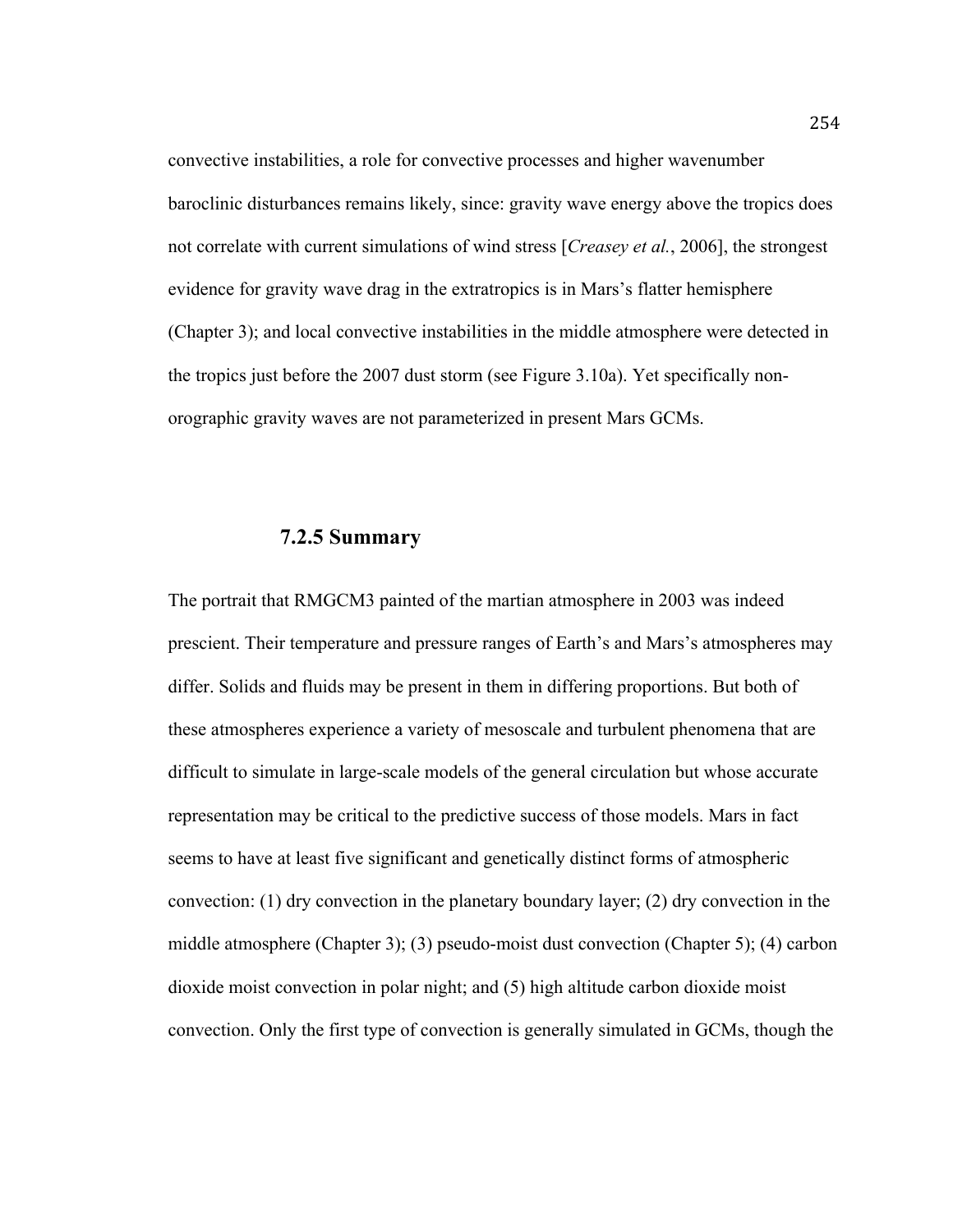convective instabilities, a role for convective processes and higher wavenumber baroclinic disturbances remains likely, since: gravity wave energy above the tropics does not correlate with current simulations of wind stress [*Creasey et al.*, 2006], the strongest evidence for gravity wave drag in the extratropics is in Mars's flatter hemisphere (Chapter 3); and local convective instabilities in the middle atmosphere were detected in the tropics just before the 2007 dust storm (see Figure 3.10a). Yet specifically non-orographic gravity waves are not parameterized in present Mars GCMs.

### 7.2.5 Summary

The portrait that RMGCM3 painted of the martian atmosphere in 2003 was indeed prescient. Their temperature and pressure ranges of Earth's and Mars's atmospheres may differ. Solids and fluids may be present in them in differing proportions. But both of these atmospheres experience a variety of mesoscale and turbulent phenomena that are difficult to simulate in large-scale models of the general circulation but whose accurate representation may be critical to the predictive success of those models. Mars in fact seems to have at least five significant and genetically distinct forms of atmospheric convection: (1) dry convection in the planetary boundary layer; (2) dry convection in the middle atmosphere (Chapter 3); (3) pseudo-moist dust convection (Chapter 5); (4) carbon dioxide moist convection in polar night; and (5) high altitude carbon dioxide moist convection. Only the first type of convection is generally simulated in GCMs, though the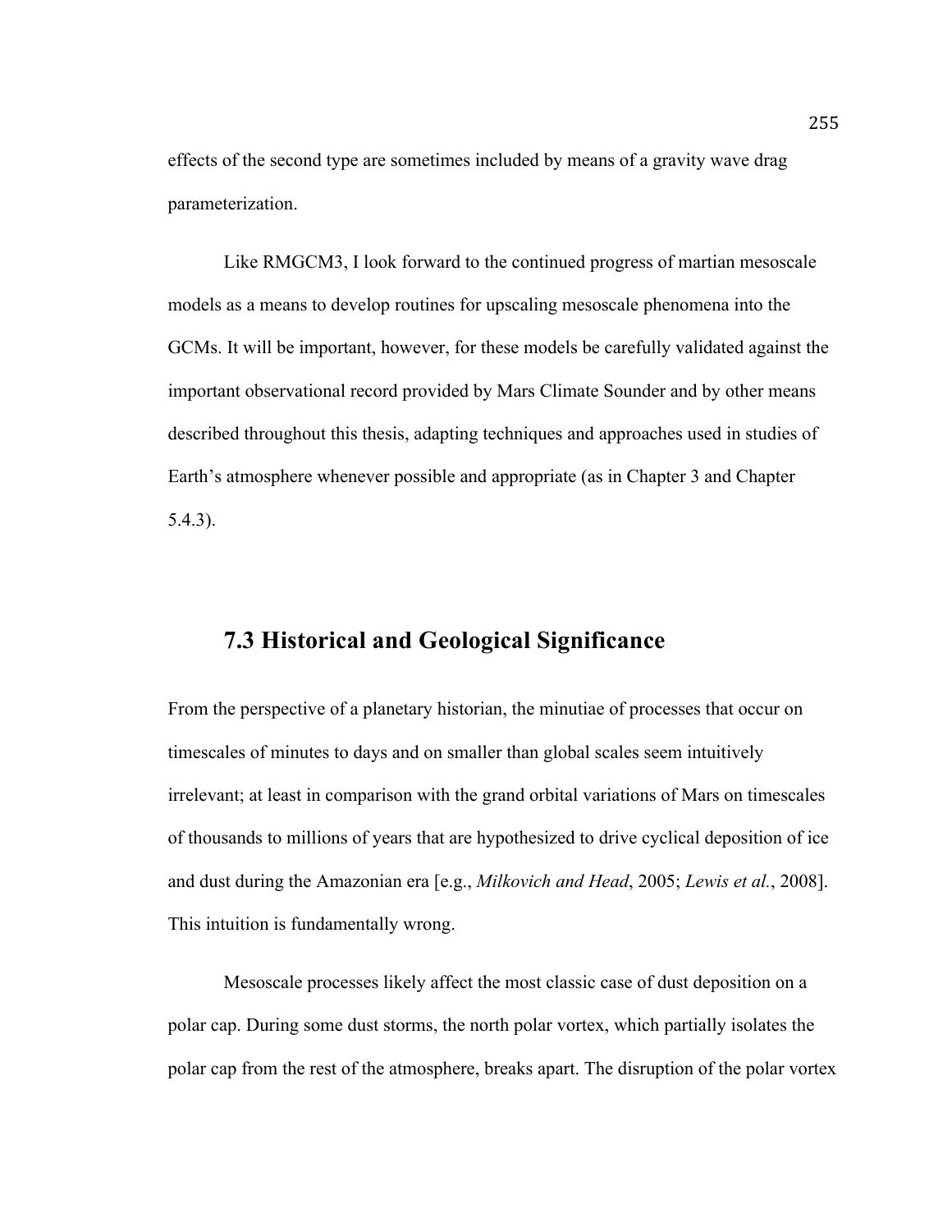effects of the second type are sometimes included by means of a gravity wave drag parameterization.

Like RMGCM3, I look forward to the continued progress of martian mesoscale models as a means to develop routines for upscaling mesoscale phenomena into the GCMs. It will be important, however, for these models be carefully validated against the important observational record provided by Mars Climate Sounder and by other means described throughout this thesis, adapting techniques and approaches used in studies of Earth's atmosphere whenever possible and appropriate (as in Chapter 3 and Chapter 5.4.3).

## 7.3 Historical and Geological Significance

From the perspective of a planetary historian, the minutiae of processes that occur on timescales of minutes to days and on smaller than global scales seem intuitively irrelevant; at least in comparison with the grand orbital variations of Mars on timescales of thousands to millions of years that are hypothesized to drive cyclical deposition of ice and dust during the Amazonian era [e.g., *Milkovich and Head*, 2005; *Lewis et al.*, 2008]. This intuition is fundamentally wrong.

Mesoscale processes likely affect the most classic case of dust deposition on a polar cap. During some dust storms, the north polar vortex, which partially isolates the polar cap from the rest of the atmosphere, breaks apart. The disruption of the polar vortex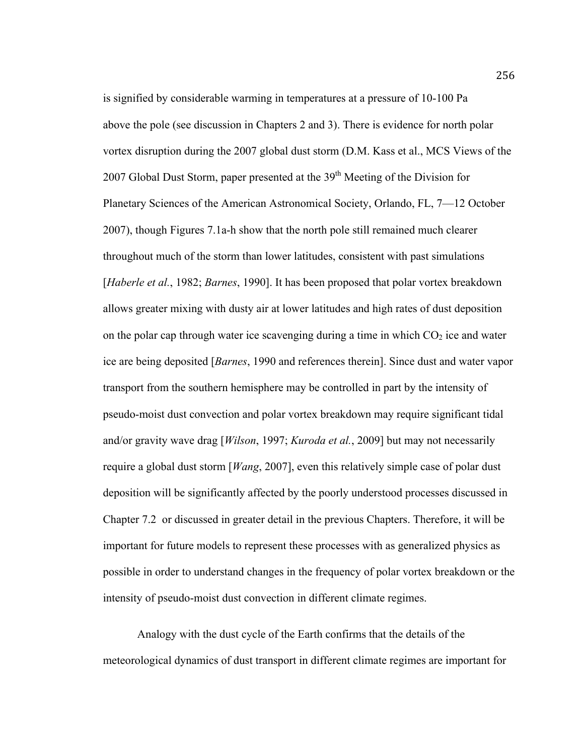is signified by considerable warming in temperatures at a pressure of 10-100 Pa above the pole (see discussion in Chapters 2 and 3). There is evidence for north polar vortex disruption during the 2007 global dust storm (D.M. Kass et al., MCS Views of the 2007 Global Dust Storm, paper presented at the 39th Meeting of the Division for Planetary Sciences of the American Astronomical Society, Orlando, FL, 7—12 October 2007), though Figures 7.1a-h show that the north pole still remained much clearer throughout much of the storm than lower latitudes, consistent with past simulations [*Haberle et al.*, 1982; *Barnes*, 1990]. It has been proposed that polar vortex breakdown allows greater mixing with dusty air at lower latitudes and high rates of dust deposition on the polar cap through water ice scavenging during a time in which $CO_2$ ice and water ice are being deposited [*Barnes*, 1990 and references therein]. Since dust and water vapor transport from the southern hemisphere may be controlled in part by the intensity of pseudo-moist dust convection and polar vortex breakdown may require significant tidal and/or gravity wave drag [*Wilson*, 1997; *Kuroda et al.*, 2009] but may not necessarily require a global dust storm [*Wang*, 2007], even this relatively simple case of polar dust deposition will be significantly affected by the poorly understood processes discussed in Chapter 7.2 or discussed in greater detail in the previous Chapters. Therefore, it will be important for future models to represent these processes with as generalized physics as possible in order to understand changes in the frequency of polar vortex breakdown or the intensity of pseudo-moist dust convection in different climate regimes.

Analogy with the dust cycle of the Earth confirms that the details of the meteorological dynamics of dust transport in different climate regimes are important for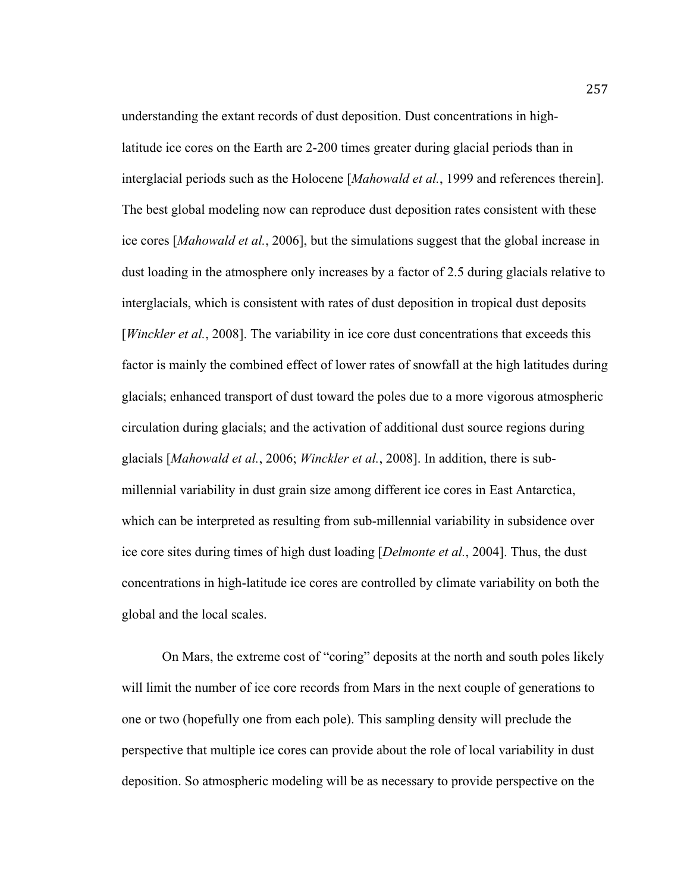understanding the extant records of dust deposition. Dust concentrations in high-latitude ice cores on the Earth are 2-200 times greater during glacial periods than in interglacial periods such as the Holocene [*Mahowald et al.*, 1999 and references therein]. The best global modeling now can reproduce dust deposition rates consistent with these ice cores [*Mahowald et al.*, 2006], but the simulations suggest that the global increase in dust loading in the atmosphere only increases by a factor of 2.5 during glacials relative to interglacials, which is consistent with rates of dust deposition in tropical dust deposits [*Winckler et al.*, 2008]. The variability in ice core dust concentrations that exceeds this factor is mainly the combined effect of lower rates of snowfall at the high latitudes during glacials; enhanced transport of dust toward the poles due to a more vigorous atmospheric circulation during glacials; and the activation of additional dust source regions during glacials [*Mahowald et al.*, 2006; *Winckler et al.*, 2008]. In addition, there is sub-millennial variability in dust grain size among different ice cores in East Antarctica, which can be interpreted as resulting from sub-millennial variability in subsidence over ice core sites during times of high dust loading [*Delmonte et al.*, 2004]. Thus, the dust concentrations in high-latitude ice cores are controlled by climate variability on both the global and the local scales.

On Mars, the extreme cost of "coring" deposits at the north and south poles likely will limit the number of ice core records from Mars in the next couple of generations to one or two (hopefully one from each pole). This sampling density will preclude the perspective that multiple ice cores can provide about the role of local variability in dust deposition. So atmospheric modeling will be as necessary to provide perspective on the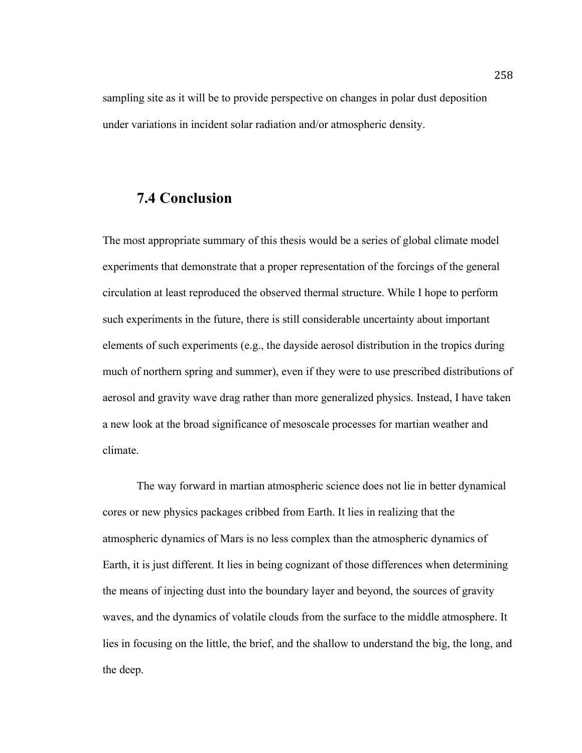sampling site as it will be to provide perspective on changes in polar dust deposition under variations in incident solar radiation and/or atmospheric density.

## 7.4 Conclusion

The most appropriate summary of this thesis would be a series of global climate model experiments that demonstrate that a proper representation of the forcings of the general circulation at least reproduced the observed thermal structure. While I hope to perform such experiments in the future, there is still considerable uncertainty about important elements of such experiments (e.g., the dayside aerosol distribution in the tropics during much of northern spring and summer), even if they were to use prescribed distributions of aerosol and gravity wave drag rather than more generalized physics. Instead, I have taken a new look at the broad significance of mesoscale processes for martian weather and climate.

The way forward in martian atmospheric science does not lie in better dynamical cores or new physics packages cribbed from Earth. It lies in realizing that the atmospheric dynamics of Mars is no less complex than the atmospheric dynamics of Earth, it is just different. It lies in being cognizant of those differences when determining the means of injecting dust into the boundary layer and beyond, the sources of gravity waves, and the dynamics of volatile clouds from the surface to the middle atmosphere. It lies in focusing on the little, the brief, and the shallow to understand the big, the long, and the deep.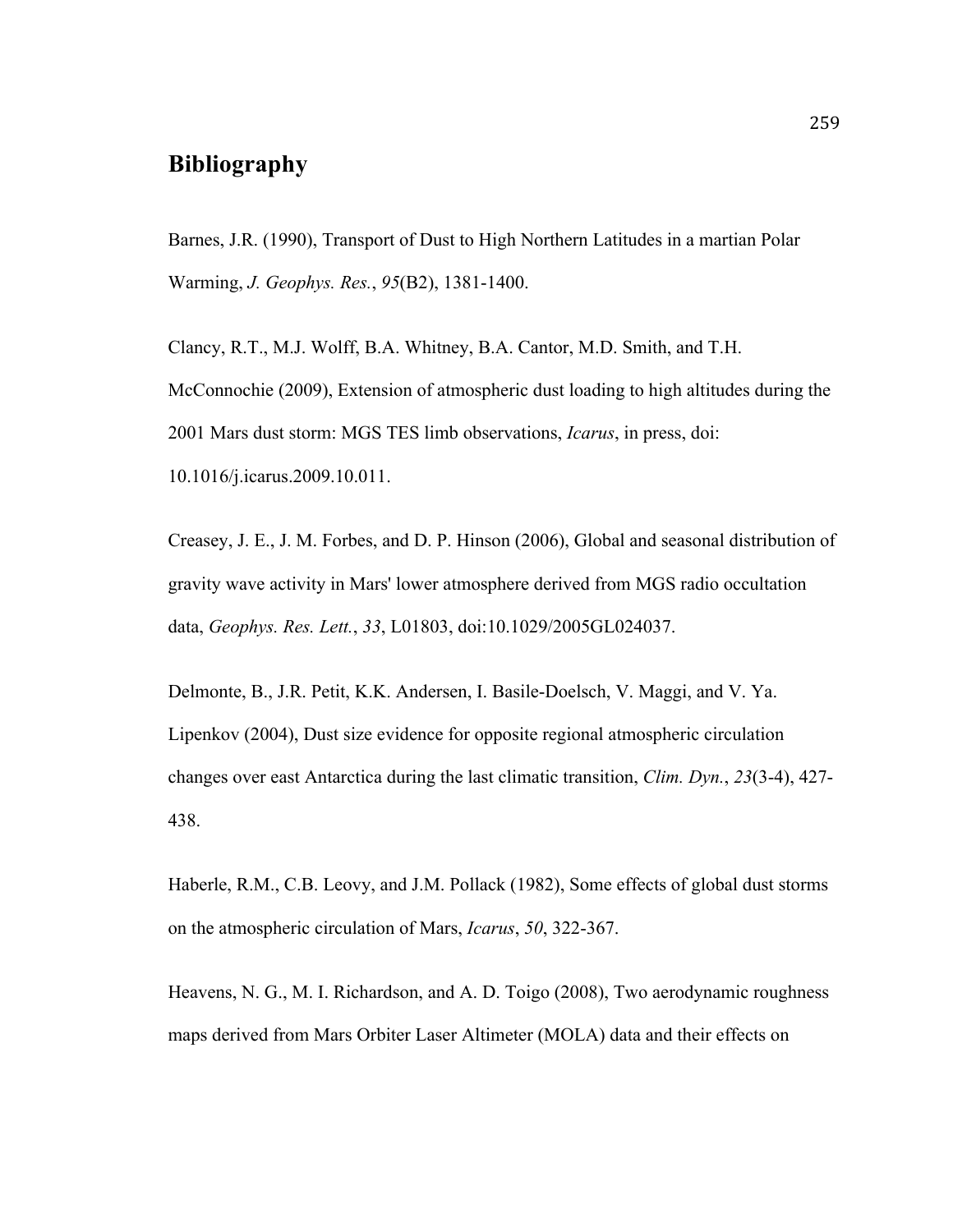# Bibliography

Barnes, J.R. (1990), Transport of Dust to High Northern Latitudes in a martian Polar Warming, *J. Geophys. Res.*, *95*(B2), 1381-1400.

Clancy, R.T., M.J. Wolff, B.A. Whitney, B.A. Cantor, M.D. Smith, and T.H. McConnochie (2009), Extension of atmospheric dust loading to high altitudes during the 2001 Mars dust storm: MGS TES limb observations, *Icarus*, in press, doi: 10.1016/j.icarus.2009.10.011.

Creasey, J. E., J. M. Forbes, and D. P. Hinson (2006), Global and seasonal distribution of gravity wave activity in Mars' lower atmosphere derived from MGS radio occultation data, *Geophys. Res. Lett.*, *33*, L01803, doi:10.1029/2005GL024037.

Delmonte, B., J.R. Petit, K.K. Andersen, I. Basile-Doelsch, V. Maggi, and V. Ya. Lipenkov (2004), Dust size evidence for opposite regional atmospheric circulation changes over east Antarctica during the last climatic transition, *Clim. Dyn.*, *23*(3-4), 427-438.

Haberle, R.M., C.B. Leovy, and J.M. Pollack (1982), Some effects of global dust storms on the atmospheric circulation of Mars, *Icarus*, *50*, 322-367.

Heavens, N. G., M. I. Richardson, and A. D. Toigo (2008), Two aerodynamic roughness maps derived from Mars Orbiter Laser Altimeter (MOLA) data and their effects on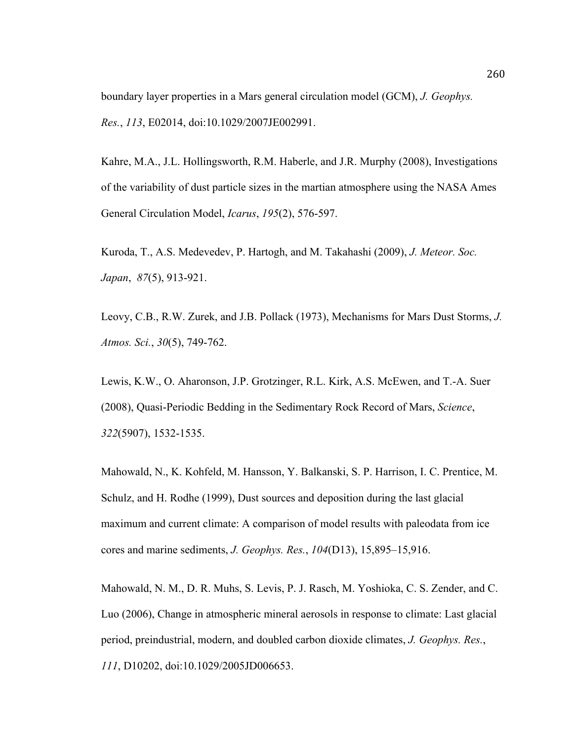boundary layer properties in a Mars general circulation model (GCM), *J. Geophys. Res.*, *113*, E02014, doi:10.1029/2007JE002991.

Kahre, M.A., J.L. Hollingsworth, R.M. Haberle, and J.R. Murphy (2008), Investigations of the variability of dust particle sizes in the martian atmosphere using the NASA Ames General Circulation Model, *Icarus*, *195*(2), 576-597.

Kuroda, T., A.S. Medevedev, P. Hartogh, and M. Takahashi (2009), *J. Meteor. Soc. Japan*, *87*(5), 913-921.

Leovy, C.B., R.W. Zurek, and J.B. Pollack (1973), Mechanisms for Mars Dust Storms, *J. Atmos. Sci.*, *30*(5), 749-762.

Lewis, K.W., O. Aharonson, J.P. Grotzinger, R.L. Kirk, A.S. McEwen, and T.-A. Suer (2008), Quasi-Periodic Bedding in the Sedimentary Rock Record of Mars, *Science*, *322*(5907), 1532-1535.

Mahowald, N., K. Kohfeld, M. Hansson, Y. Balkanski, S. P. Harrison, I. C. Prentice, M. Schulz, and H. Rodhe (1999), Dust sources and deposition during the last glacial maximum and current climate: A comparison of model results with paleodata from ice cores and marine sediments, *J. Geophys. Res.*, *104*(D13), 15,895–15,916.

Mahowald, N. M., D. R. Muhs, S. Levis, P. J. Rasch, M. Yoshioka, C. S. Zender, and C. Luo (2006), Change in atmospheric mineral aerosols in response to climate: Last glacial period, preindustrial, modern, and doubled carbon dioxide climates, *J. Geophys. Res.*, *111*, D10202, doi:10.1029/2005JD006653.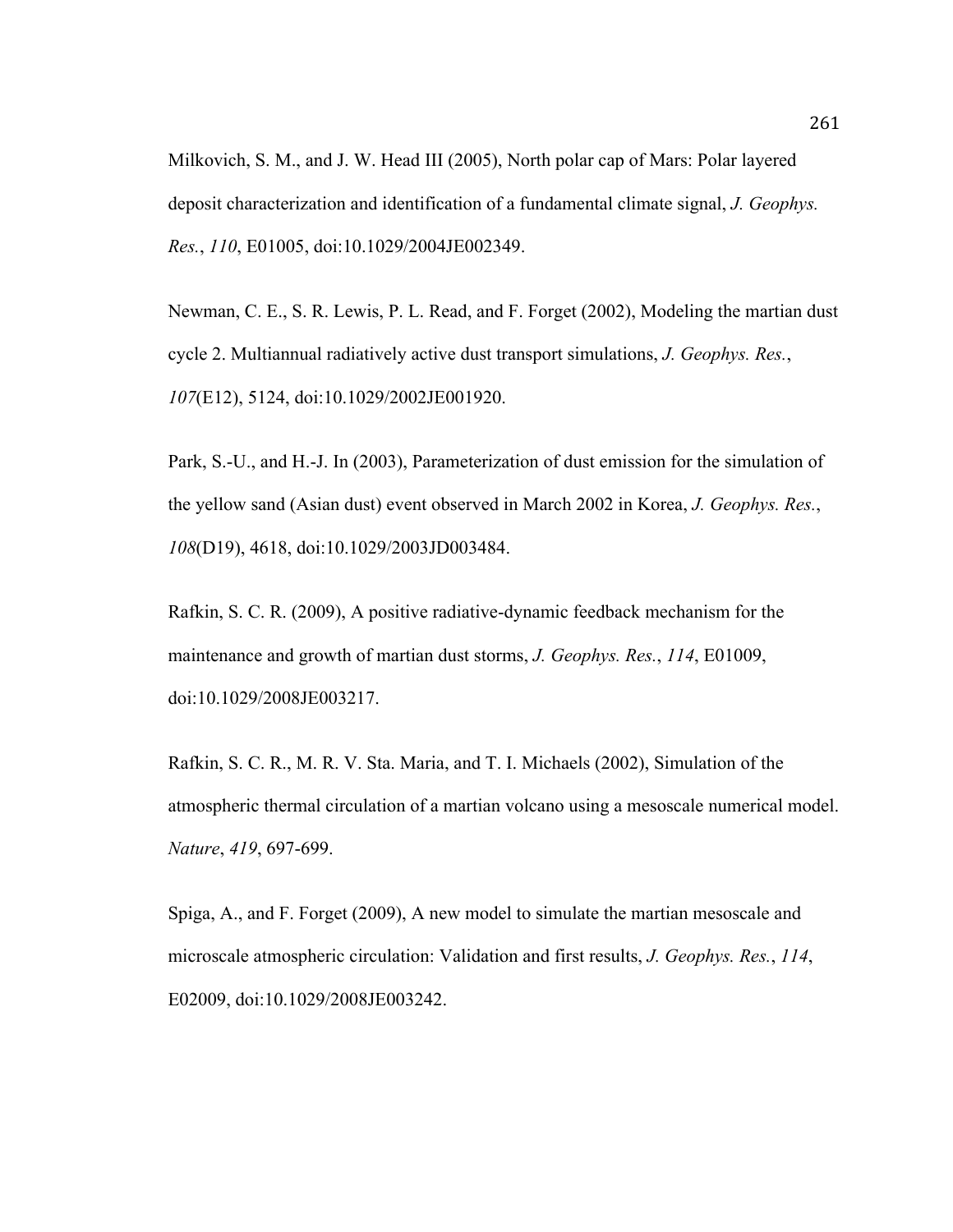Milkovich, S. M., and J. W. Head III (2005), North polar cap of Mars: Polar layered deposit characterization and identification of a fundamental climate signal, *J. Geophys. Res.*, *110*, E01005, doi:10.1029/2004JE002349.

Newman, C. E., S. R. Lewis, P. L. Read, and F. Forget (2002), Modeling the martian dust cycle 2. Multiannual radiatively active dust transport simulations, *J. Geophys. Res.*, *107*(E12), 5124, doi:10.1029/2002JE001920.

Park, S.-U., and H.-J. In (2003), Parameterization of dust emission for the simulation of the yellow sand (Asian dust) event observed in March 2002 in Korea, *J. Geophys. Res.*, *108*(D19), 4618, doi:10.1029/2003JD003484.

Rafkin, S. C. R. (2009), A positive radiative-dynamic feedback mechanism for the maintenance and growth of martian dust storms, *J. Geophys. Res.*, *114*, E01009, doi:10.1029/2008JE003217.

Rafkin, S. C. R., M. R. V. Sta. Maria, and T. I. Michaels (2002), Simulation of the atmospheric thermal circulation of a martian volcano using a mesoscale numerical model. *Nature*, *419*, 697-699.

Spiga, A., and F. Forget (2009), A new model to simulate the martian mesoscale and microscale atmospheric circulation: Validation and first results, *J. Geophys. Res.*, *114*, E02009, doi:10.1029/2008JE003242.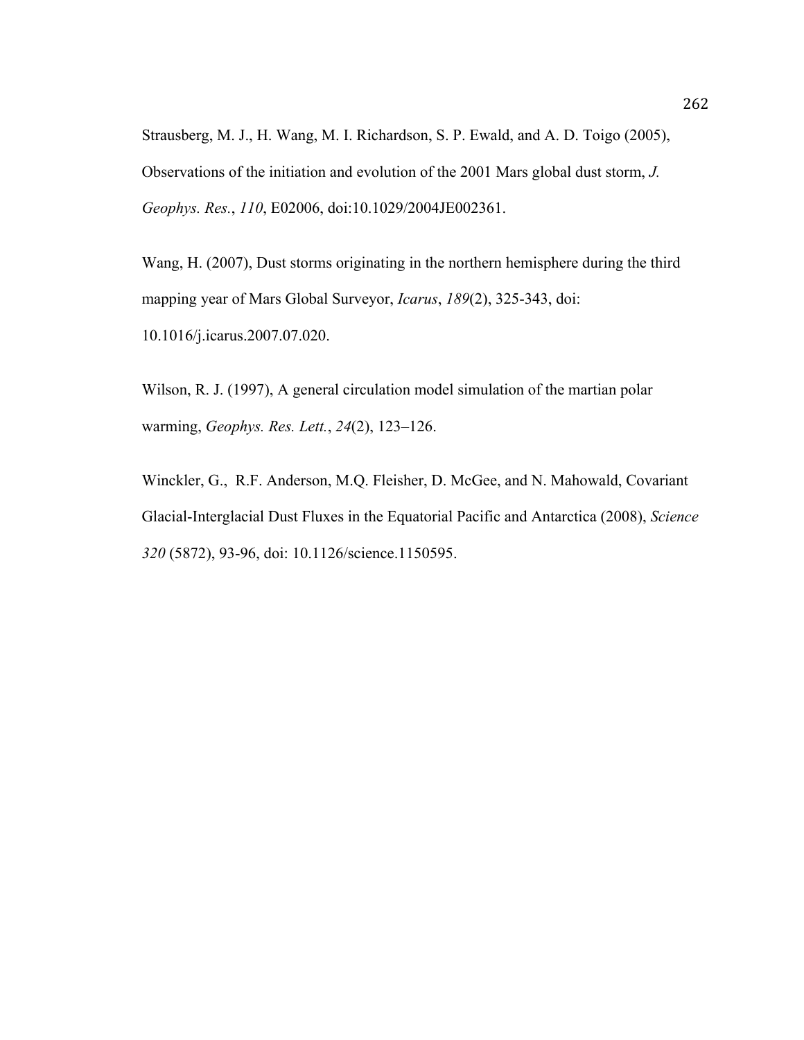Strausberg, M. J., H. Wang, M. I. Richardson, S. P. Ewald, and A. D. Toigo (2005), Observations of the initiation and evolution of the 2001 Mars global dust storm, *J. Geophys. Res.*, *110*, E02006, doi:10.1029/2004JE002361.

Wang, H. (2007), Dust storms originating in the northern hemisphere during the third mapping year of Mars Global Surveyor, *Icarus*, *189*(2), 325-343, doi: 10.1016/j.icarus.2007.07.020.

Wilson, R. J. (1997), A general circulation model simulation of the martian polar warming, *Geophys. Res. Lett.*, *24*(2), 123–126.

Winckler, G., R.F. Anderson, M.Q. Fleisher, D. McGee, and N. Mahowald, Covariant Glacial-Interglacial Dust Fluxes in the Equatorial Pacific and Antarctica (2008), *Science 320* (5872), 93-96, doi: 10.1126/science.1150595.